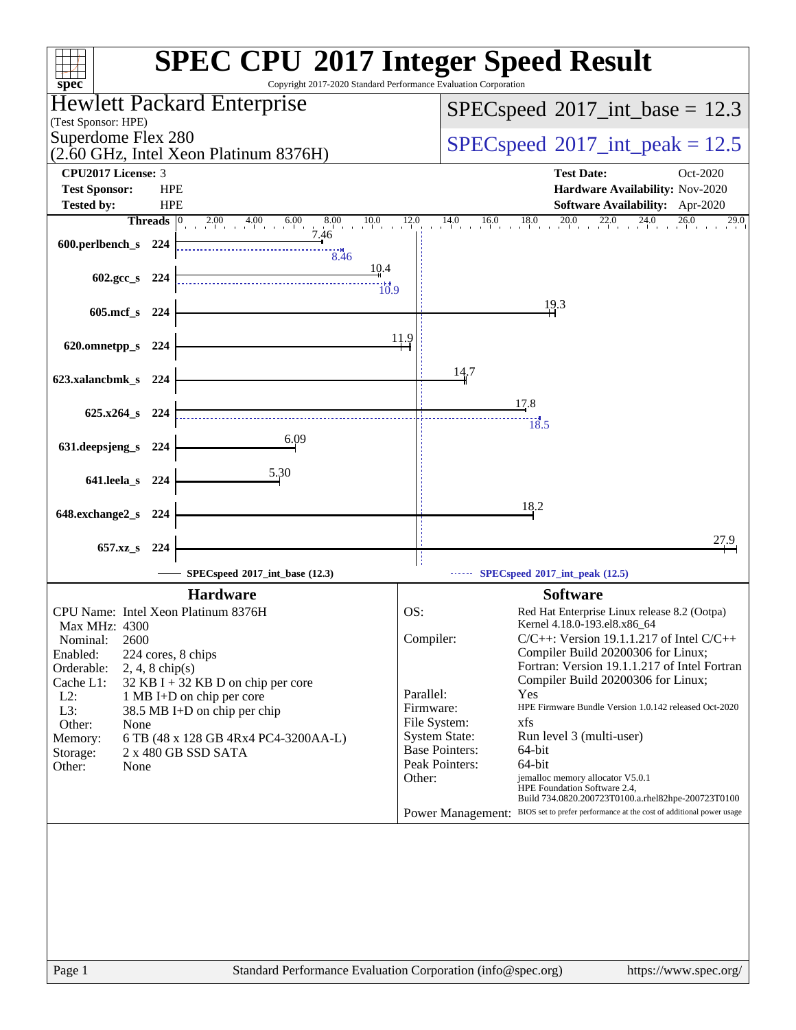# SPEC CPU 2017 Integer Speed Result

Copyright 2017-2020 Standard Performance Evaluation Corporation

**Hewlett Packard Enterprise**
(Test Sponsor: HPE)
Superdome Flex 280
(2.60 GHz, Intel Xeon Platinum 8376H)

SPECspeed 2017_int_base = 12.3

SPECspeed 2017_int_peak = 12.5

| | | | |
|---|---|---|---|
| **CPU2017 License:** | 3 | **Test Date:** | Oct-2020 |
| **Test Sponsor:** | HPE | **Hardware Availability:** | Nov-2020 |
| **Tested by:** | HPE | **Software Availability:** | Apr-2020 |

| Benchmark | Threads | Base | Peak |
|---|---|---|---|
| 600.perlbench_s | 224 | 7.46 | 8.46 |
| 602.gcc_s | 224 | 10.4 | 10.9 |
| 605.mcf_s | 224 | 19.3 | |
| 620.omnetpp_s | 224 | 11.9 | |
| 623.xalancbmk_s | 224 | 14.7 | |
| 625.x264_s | 224 | 17.8 | 18.5 |
| 631.deepsjeng_s | 224 | 6.09 | |
| 641.leela_s | 224 | 5.30 | |
| 648.exchange2_s | 224 | 18.2 | |
| 657.xz_s | 224 | 27.9 | |

SPECspeed 2017_int_base (12.3)
SPECspeed 2017_int_peak (12.5)

## Hardware

| | |
|---|---|
| CPU Name: | Intel Xeon Platinum 8376H |
| Max MHz: | 4300 |
| Nominal: | 2600 |
| Enabled: | 224 cores, 8 chips |
| Orderable: | 2, 4, 8 chip(s) |
| Cache L1: | 32 KB I + 32 KB D on chip per core |
| L2: | 1 MB I+D on chip per core |
| L3: | 38.5 MB I+D on chip per chip |
| Other: | None |
| Memory: | 6 TB (48 x 128 GB 4Rx4 PC4-3200AA-L) |
| Storage: | 2 x 480 GB SSD SATA |
| Other: | None |

## Software

| | |
|---|---|
| OS: | Red Hat Enterprise Linux release 8.2 (Ootpa) Kernel 4.18.0-193.el8.x86_64 |
| Compiler: | C/C++: Version 19.1.1.217 of Intel C/C++ Compiler Build 20200306 for Linux; Fortran: Version 19.1.1.217 of Intel Fortran Compiler Build 20200306 for Linux; |
| Parallel: | Yes |
| Firmware: | HPE Firmware Bundle Version 1.0.142 released Oct-2020 |
| File System: | xfs |
| System State: | Run level 3 (multi-user) |
| Base Pointers: | 64-bit |
| Peak Pointers: | 64-bit |
| Other: | jemalloc memory allocator V5.0.1 HPE Foundation Software 2.4, Build 734.0820.200723T0100.a.rhel82hpe-200723T0100 |
| Power Management: | BIOS set to prefer performance at the cost of additional power usage |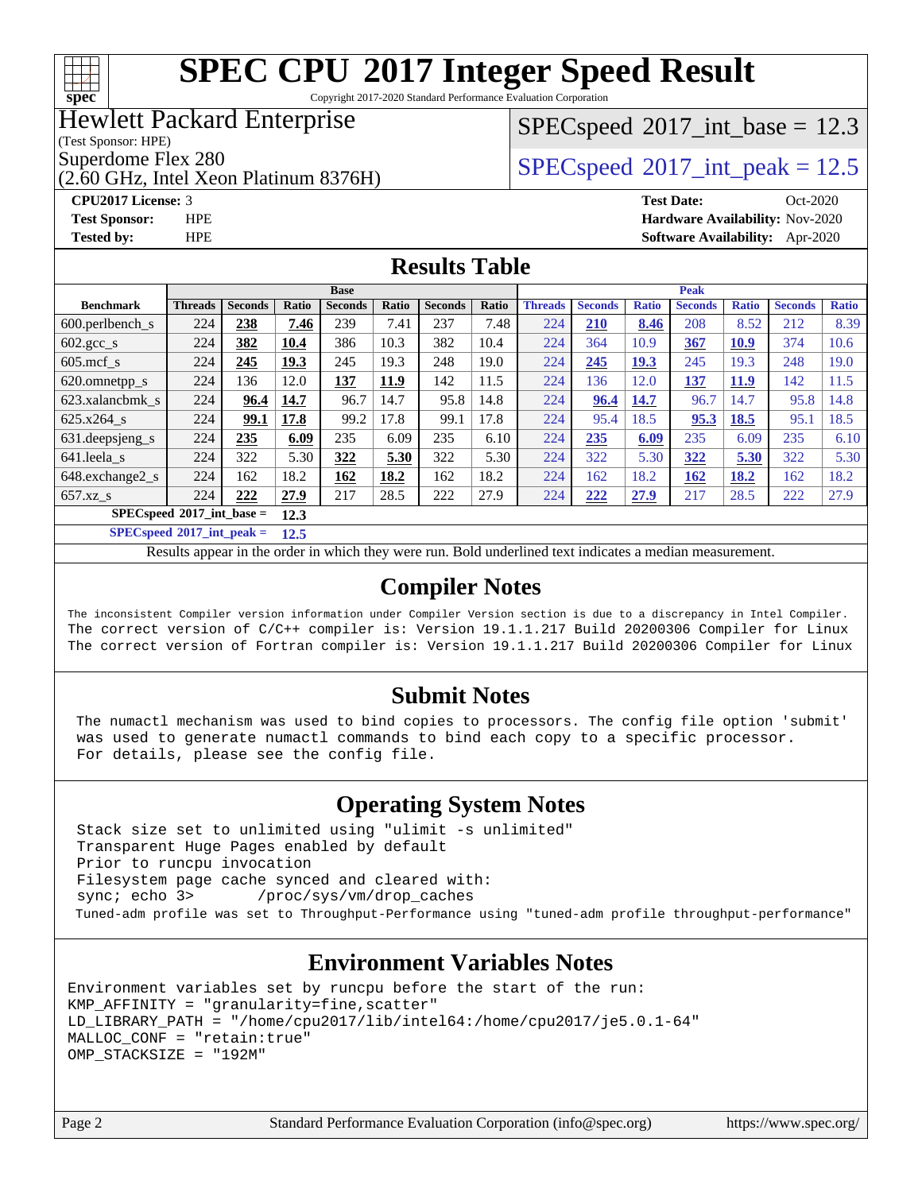# SPEC CPU 2017 Integer Speed Result

Copyright 2017-2020 Standard Performance Evaluation Corporation

**Hewlett Packard Enterprise**
(Test Sponsor: HPE)
Superdome Flex 280
(2.60 GHz, Intel Xeon Platinum 8376H)

SPECspeed 2017_int_base = 12.3

SPECspeed 2017_int_peak = 12.5

**CPU2017 License:** 3
**Test Sponsor:** HPE
**Tested by:** HPE

**Test Date:** Oct-2020
**Hardware Availability:** Nov-2020
**Software Availability:** Apr-2020

## Results Table

| Benchmark | Base | | | | | | | Peak | | | | | | |
|---|---|---|---|---|---|---|---|---|---|---|---|---|---|---|
| | Threads | Seconds | Ratio | Seconds | Ratio | Seconds | Ratio | Threads | Seconds | Ratio | Seconds | Ratio | Seconds | Ratio |
| 600.perlbench_s | 224 | **238** | **7.46** | 239 | 7.41 | 237 | 7.48 | 224 | **210** | **8.46** | 208 | 8.52 | 212 | 8.39 |
| 602.gcc_s | 224 | **382** | **10.4** | 386 | 10.3 | 382 | 10.4 | 224 | 364 | 10.9 | **367** | **10.9** | 374 | 10.6 |
| 605.mcf_s | 224 | **245** | **19.3** | 245 | 19.3 | 248 | 19.0 | 224 | **245** | **19.3** | 245 | 19.3 | 248 | 19.0 |
| 620.omnetpp_s | 224 | 136 | 12.0 | **137** | **11.9** | 142 | 11.5 | 224 | 136 | 12.0 | **137** | **11.9** | 142 | 11.5 |
| 623.xalancbmk_s | 224 | **96.4** | **14.7** | 96.7 | 14.7 | 95.8 | 14.8 | 224 | **96.4** | **14.7** | 96.7 | 14.7 | 95.8 | 14.8 |
| 625.x264_s | 224 | **99.1** | **17.8** | 99.2 | 17.8 | 99.1 | 17.8 | 224 | 95.4 | 18.5 | **95.3** | **18.5** | 95.1 | 18.5 |
| 631.deepsjeng_s | 224 | **235** | **6.09** | 235 | 6.09 | 235 | 6.10 | 224 | **235** | **6.09** | 235 | 6.09 | 235 | 6.10 |
| 641.leela_s | 224 | 322 | 5.30 | **322** | **5.30** | 322 | 5.30 | 224 | 322 | 5.30 | **322** | **5.30** | 322 | 5.30 |
| 648.exchange2_s | 224 | 162 | 18.2 | **162** | **18.2** | 162 | 18.2 | 224 | 162 | 18.2 | **162** | **18.2** | 162 | 18.2 |
| 657.xz_s | 224 | **222** | **27.9** | 217 | 28.5 | 222 | 27.9 | 224 | **222** | **27.9** | 217 | 28.5 | 222 | 27.9 |

**SPECspeed 2017_int_base = 12.3**

**SPECspeed 2017_int_peak = 12.5**

Results appear in the order in which they were run. Bold underlined text indicates a median measurement.

## Compiler Notes

```
The inconsistent Compiler version information under Compiler Version section is due to a discrepancy in Intel Compiler.
The correct version of C/C++ compiler is: Version 19.1.1.217 Build 20200306 Compiler for Linux
The correct version of Fortran compiler is: Version 19.1.1.217 Build 20200306 Compiler for Linux
```

## Submit Notes

```
The numactl mechanism was used to bind copies to processors. The config file option 'submit'
was used to generate numactl commands to bind each copy to a specific processor.
For details, please see the config file.
```

## Operating System Notes

```
Stack size set to unlimited using "ulimit -s unlimited"
Transparent Huge Pages enabled by default
Prior to runcpu invocation
Filesystem page cache synced and cleared with:
sync; echo 3>       /proc/sys/vm/drop_caches
Tuned-adm profile was set to Throughput-Performance using "tuned-adm profile throughput-performance"
```

## Environment Variables Notes

```
Environment variables set by runcpu before the start of the run:
KMP_AFFINITY = "granularity=fine,scatter"
LD_LIBRARY_PATH = "/home/cpu2017/lib/intel64:/home/cpu2017/je5.0.1-64"
MALLOC_CONF = "retain:true"
OMP_STACKSIZE = "192M"
```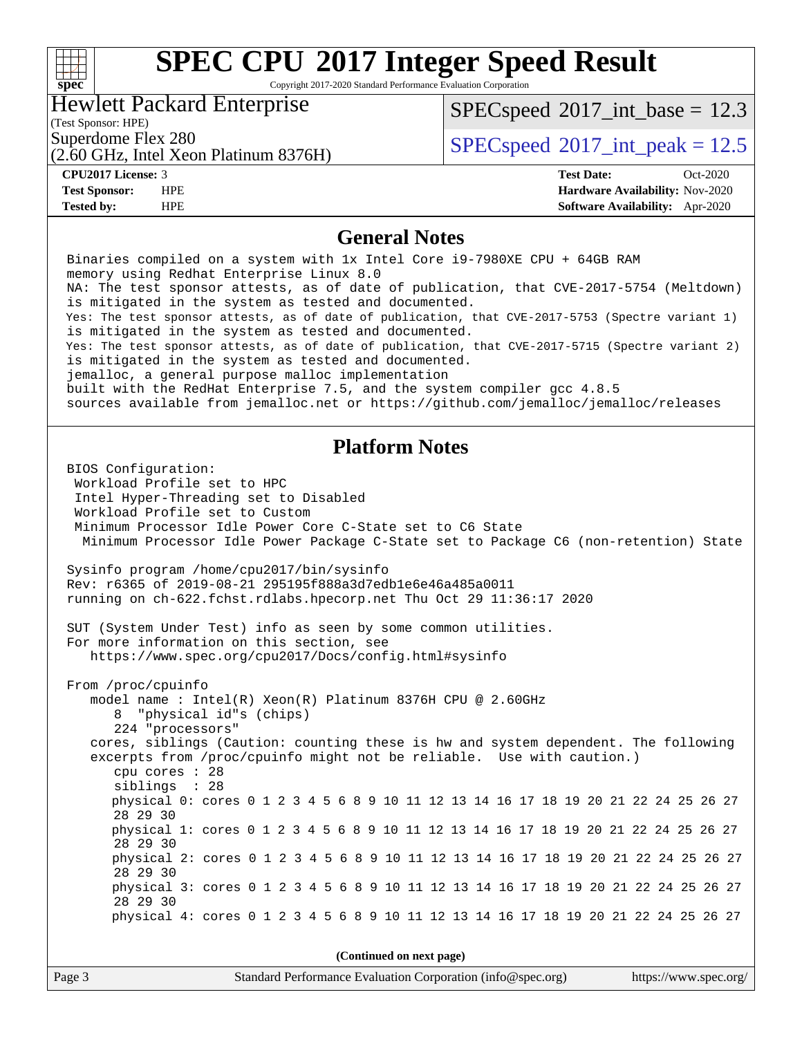# SPEC CPU 2017 Integer Speed Result

Copyright 2017-2020 Standard Performance Evaluation Corporation

**Hewlett Packard Enterprise**
(Test Sponsor: HPE)
Superdome Flex 280
(2.60 GHz, Intel Xeon Platinum 8376H)

SPECspeed 2017_int_base = 12.3
SPECspeed 2017_int_peak = 12.5

| | | | |
|---|---|---|---|
| **CPU2017 License:** | 3 | **Test Date:** | Oct-2020 |
| **Test Sponsor:** | HPE | **Hardware Availability:** | Nov-2020 |
| **Tested by:** | HPE | **Software Availability:** | Apr-2020 |

## General Notes

```
Binaries compiled on a system with 1x Intel Core i9-7980XE CPU + 64GB RAM
memory using Redhat Enterprise Linux 8.0
NA: The test sponsor attests, as of date of publication, that CVE-2017-5754 (Meltdown)
is mitigated in the system as tested and documented.
Yes: The test sponsor attests, as of date of publication, that CVE-2017-5753 (Spectre variant 1)
is mitigated in the system as tested and documented.
Yes: The test sponsor attests, as of date of publication, that CVE-2017-5715 (Spectre variant 2)
is mitigated in the system as tested and documented.
jemalloc, a general purpose malloc implementation
built with the RedHat Enterprise 7.5, and the system compiler gcc 4.8.5
sources available from jemalloc.net or https://github.com/jemalloc/jemalloc/releases
```

## Platform Notes

```
BIOS Configuration:
 Workload Profile set to HPC
 Intel Hyper-Threading set to Disabled
 Workload Profile set to Custom
 Minimum Processor Idle Power Core C-State set to C6 State
  Minimum Processor Idle Power Package C-State set to Package C6 (non-retention) State

Sysinfo program /home/cpu2017/bin/sysinfo
Rev: r6365 of 2019-08-21 295195f888a3d7edb1e6e46a485a0011
running on ch-622.fchst.rdlabs.hpecorp.net Thu Oct 29 11:36:17 2020

SUT (System Under Test) info as seen by some common utilities.
For more information on this section, see
   https://www.spec.org/cpu2017/Docs/config.html#sysinfo

From /proc/cpuinfo
   model name : Intel(R) Xeon(R) Platinum 8376H CPU @ 2.60GHz
      8  "physical id"s (chips)
      224 "processors"
   cores, siblings (Caution: counting these is hw and system dependent. The following
   excerpts from /proc/cpuinfo might not be reliable.  Use with caution.)
      cpu cores : 28
      siblings  : 28
      physical 0: cores 0 1 2 3 4 5 6 8 9 10 11 12 13 14 16 17 18 19 20 21 22 24 25 26 27
      28 29 30
      physical 1: cores 0 1 2 3 4 5 6 8 9 10 11 12 13 14 16 17 18 19 20 21 22 24 25 26 27
      28 29 30
      physical 2: cores 0 1 2 3 4 5 6 8 9 10 11 12 13 14 16 17 18 19 20 21 22 24 25 26 27
      28 29 30
      physical 3: cores 0 1 2 3 4 5 6 8 9 10 11 12 13 14 16 17 18 19 20 21 22 24 25 26 27
      28 29 30
      physical 4: cores 0 1 2 3 4 5 6 8 9 10 11 12 13 14 16 17 18 19 20 21 22 24 25 26 27
```

(Continued on next page)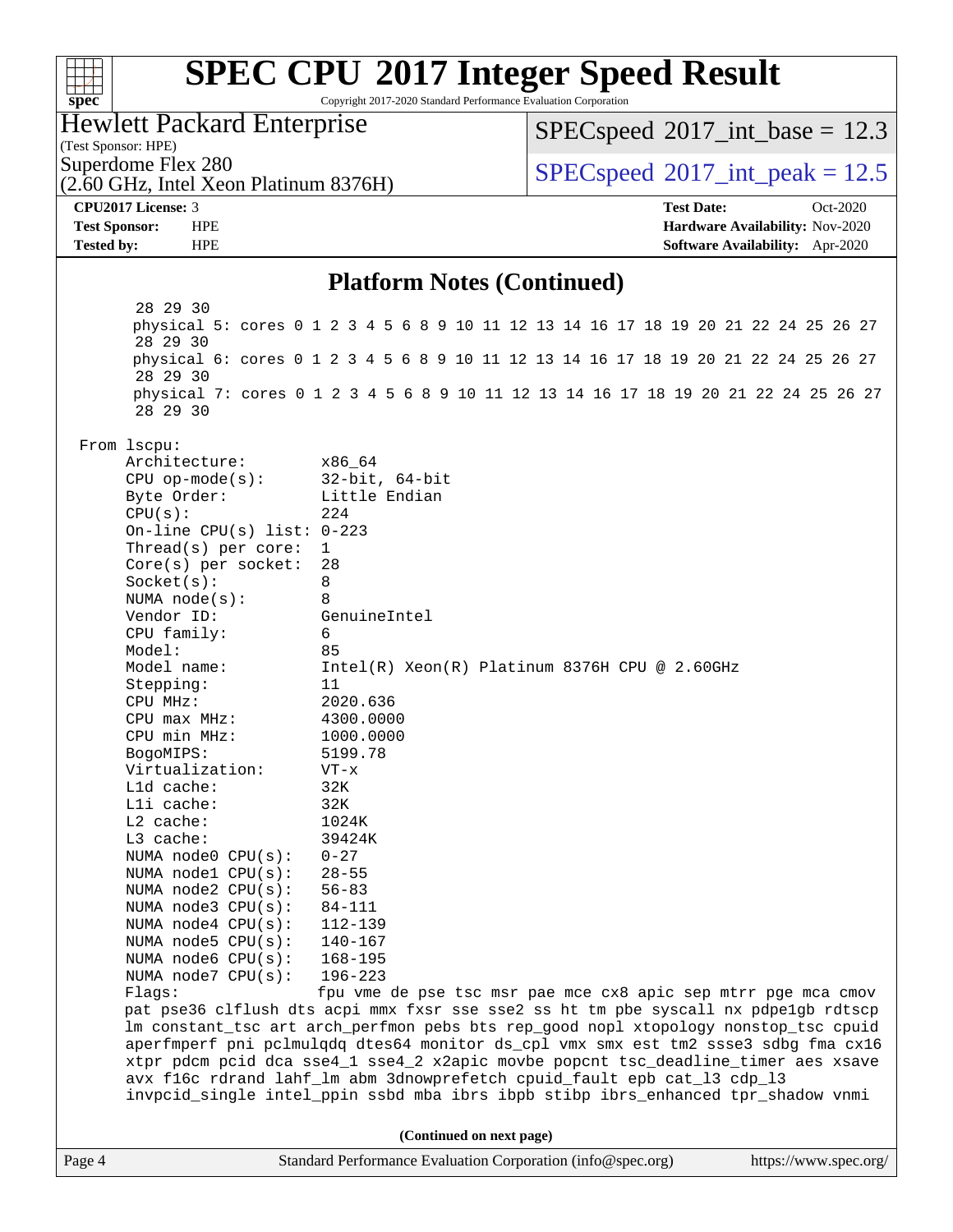## Platform Notes (Continued)

```
        28 29 30
        physical 5: cores 0 1 2 3 4 5 6 8 9 10 11 12 13 14 16 17 18 19 20 21 22 24 25 26 27
        28 29 30
        physical 6: cores 0 1 2 3 4 5 6 8 9 10 11 12 13 14 16 17 18 19 20 21 22 24 25 26 27
        28 29 30
        physical 7: cores 0 1 2 3 4 5 6 8 9 10 11 12 13 14 16 17 18 19 20 21 22 24 25 26 27
        28 29 30

 From lscpu:
      Architecture:          x86_64
      CPU op-mode(s):        32-bit, 64-bit
      Byte Order:            Little Endian
      CPU(s):                224
      On-line CPU(s) list: 0-223
      Thread(s) per core:  1
      Core(s) per socket:  28
      Socket(s):             8
      NUMA node(s):          8
      Vendor ID:             GenuineIntel
      CPU family:            6
      Model:                 85
      Model name:            Intel(R) Xeon(R) Platinum 8376H CPU @ 2.60GHz
      Stepping:              11
      CPU MHz:               2020.636
      CPU max MHz:           4300.0000
      CPU min MHz:           1000.0000
      BogoMIPS:              5199.78
      Virtualization:        VT-x
      L1d cache:             32K
      L1i cache:             32K
      L2 cache:              1024K
      L3 cache:              39424K
      NUMA node0 CPU(s):     0-27
      NUMA node1 CPU(s):     28-55
      NUMA node2 CPU(s):     56-83
      NUMA node3 CPU(s):     84-111
      NUMA node4 CPU(s):     112-139
      NUMA node5 CPU(s):     140-167
      NUMA node6 CPU(s):     168-195
      NUMA node7 CPU(s):     196-223
      Flags:                 fpu vme de pse tsc msr pae mce cx8 apic sep mtrr pge mca cmov
      pat pse36 clflush dts acpi mmx fxsr sse sse2 ss ht tm pbe syscall nx pdpe1gb rdtscp
      lm constant_tsc art arch_perfmon pebs bts rep_good nopl xtopology nonstop_tsc cpuid
      aperfmperf pni pclmulqdq dtes64 monitor ds_cpl vmx smx est tm2 ssse3 sdbg fma cx16
      xtpr pdcm pcid dca sse4_1 sse4_2 x2apic movbe popcnt tsc_deadline_timer aes xsave
      avx f16c rdrand lahf_lm abm 3dnowprefetch cpuid_fault epb cat_l3 cdp_l3
      invpcid_single intel_ppin ssbd mba ibrs ibpb stibp ibrs_enhanced tpr_shadow vnmi
```

**(Continued on next page)**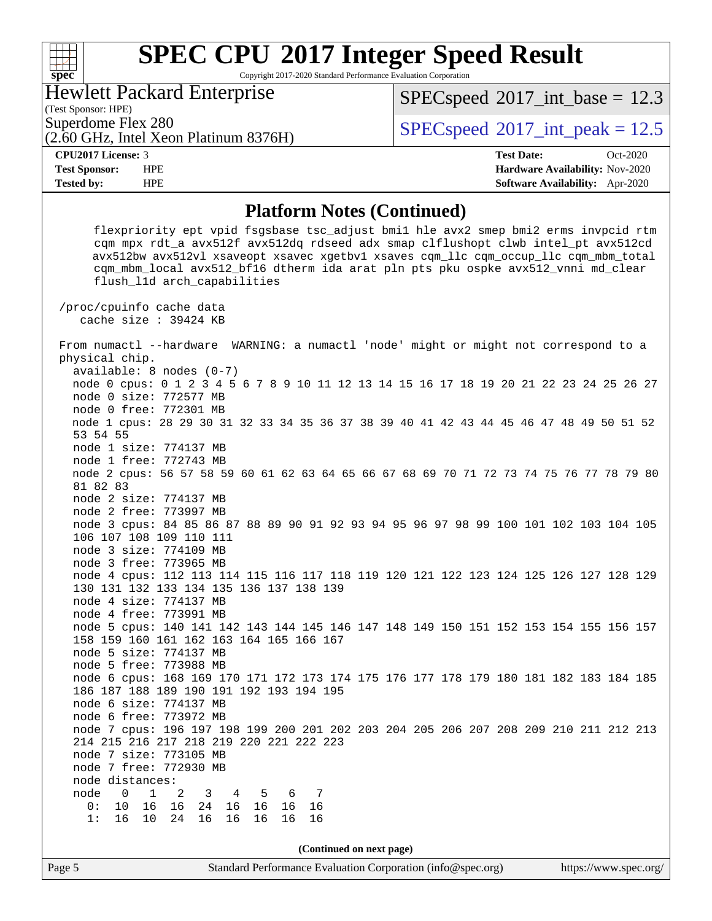# SPEC CPU 2017 Integer Speed Result

Copyright 2017-2020 Standard Performance Evaluation Corporation

**Hewlett Packard Enterprise**
(Test Sponsor: HPE)
Superdome Flex 280
(2.60 GHz, Intel Xeon Platinum 8376H)

SPECspeed 2017_int_base = 12.3
SPECspeed 2017_int_peak = 12.5

**CPU2017 License:** 3
**Test Sponsor:** HPE
**Tested by:** HPE

**Test Date:** Oct-2020
**Hardware Availability:** Nov-2020
**Software Availability:** Apr-2020

## Platform Notes (Continued)

```
      flexpriority ept vpid fsgsbase tsc_adjust bmi1 hle avx2 smep bmi2 erms invpcid rtm
      cqm mpx rdt_a avx512f avx512dq rdseed adx smap clflushopt clwb intel_pt avx512cd
      avx512bw avx512vl xsaveopt xsavec xgetbv1 xsaves cqm_llc cqm_occup_llc cqm_mbm_total
      cqm_mbm_local avx512_bf16 dtherm ida arat pln pts pku ospke avx512_vnni md_clear
      flush_l1d arch_capabilities

 /proc/cpuinfo cache data
    cache size : 39424 KB

 From numactl --hardware  WARNING: a numactl 'node' might or might not correspond to a
 physical chip.
   available: 8 nodes (0-7)
   node 0 cpus: 0 1 2 3 4 5 6 7 8 9 10 11 12 13 14 15 16 17 18 19 20 21 22 23 24 25 26 27
   node 0 size: 772577 MB
   node 0 free: 772301 MB
   node 1 cpus: 28 29 30 31 32 33 34 35 36 37 38 39 40 41 42 43 44 45 46 47 48 49 50 51 52
   53 54 55
   node 1 size: 774137 MB
   node 1 free: 772743 MB
   node 2 cpus: 56 57 58 59 60 61 62 63 64 65 66 67 68 69 70 71 72 73 74 75 76 77 78 79 80
   81 82 83
   node 2 size: 774137 MB
   node 2 free: 773997 MB
   node 3 cpus: 84 85 86 87 88 89 90 91 92 93 94 95 96 97 98 99 100 101 102 103 104 105
   106 107 108 109 110 111
   node 3 size: 774109 MB
   node 3 free: 773965 MB
   node 4 cpus: 112 113 114 115 116 117 118 119 120 121 122 123 124 125 126 127 128 129
   130 131 132 133 134 135 136 137 138 139
   node 4 size: 774137 MB
   node 4 free: 773991 MB
   node 5 cpus: 140 141 142 143 144 145 146 147 148 149 150 151 152 153 154 155 156 157
   158 159 160 161 162 163 164 165 166 167
   node 5 size: 774137 MB
   node 5 free: 773988 MB
   node 6 cpus: 168 169 170 171 172 173 174 175 176 177 178 179 180 181 182 183 184 185
   186 187 188 189 190 191 192 193 194 195
   node 6 size: 774137 MB
   node 6 free: 773972 MB
   node 7 cpus: 196 197 198 199 200 201 202 203 204 205 206 207 208 209 210 211 212 213
   214 215 216 217 218 219 220 221 222 223
   node 7 size: 773105 MB
   node 7 free: 772930 MB
   node distances:
   node   0   1   2   3   4   5   6   7
     0:  10  16  16  24  16  16  16  16
     1:  16  10  24  16  16  16  16  16
```

(Continued on next page)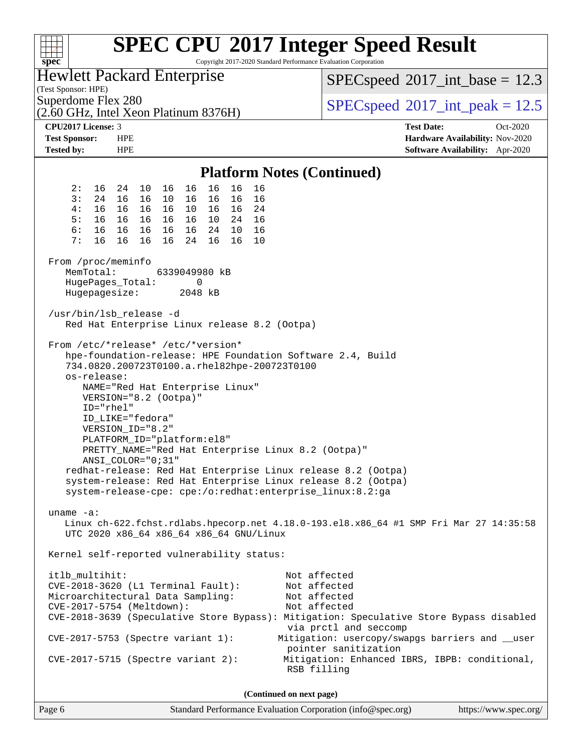# SPEC CPU 2017 Integer Speed Result

Copyright 2017-2020 Standard Performance Evaluation Corporation

**Hewlett Packard Enterprise**
(Test Sponsor: HPE)
Superdome Flex 280
(2.60 GHz, Intel Xeon Platinum 8376H)

SPECspeed 2017_int_base = 12.3
SPECspeed 2017_int_peak = 12.5

**CPU2017 License:** 3
**Test Sponsor:** HPE
**Tested by:** HPE

**Test Date:** Oct-2020
**Hardware Availability:** Nov-2020
**Software Availability:** Apr-2020

## Platform Notes (Continued)

```
     2:  16  24  10  16  16  16  16  16
     3:  24  16  16  10  16  16  16  16
     4:  16  16  16  16  10  16  16  24
     5:  16  16  16  16  16  10  24  16
     6:  16  16  16  16  16  24  10  16
     7:  16  16  16  16  24  16  16  10

 From /proc/meminfo
    MemTotal:       6339049980 kB
    HugePages_Total:       0
    Hugepagesize:       2048 kB

 /usr/bin/lsb_release -d
    Red Hat Enterprise Linux release 8.2 (Ootpa)

 From /etc/*release* /etc/*version*
    hpe-foundation-release: HPE Foundation Software 2.4, Build
    734.0820.200723T0100.a.rhel82hpe-200723T0100
    os-release:
       NAME="Red Hat Enterprise Linux"
       VERSION="8.2 (Ootpa)"
       ID="rhel"
       ID_LIKE="fedora"
       VERSION_ID="8.2"
       PLATFORM_ID="platform:el8"
       PRETTY_NAME="Red Hat Enterprise Linux 8.2 (Ootpa)"
       ANSI_COLOR="0;31"
    redhat-release: Red Hat Enterprise Linux release 8.2 (Ootpa)
    system-release: Red Hat Enterprise Linux release 8.2 (Ootpa)
    system-release-cpe: cpe:/o:redhat:enterprise_linux:8.2:ga

 uname -a:
    Linux ch-622.fchst.rdlabs.hpecorp.net 4.18.0-193.el8.x86_64 #1 SMP Fri Mar 27 14:35:58
    UTC 2020 x86_64 x86_64 x86_64 GNU/Linux

 Kernel self-reported vulnerability status:

 itlb_multihit:                                         Not affected
 CVE-2018-3620 (L1 Terminal Fault):                     Not affected
 Microarchitectural Data Sampling:                      Not affected
 CVE-2017-5754 (Meltdown):                              Not affected
 CVE-2018-3639 (Speculative Store Bypass): Mitigation: Speculative Store Bypass disabled
                                                        via prctl and seccomp
 CVE-2017-5753 (Spectre variant 1):                   Mitigation: usercopy/swapgs barriers and __user
                                                        pointer sanitization
 CVE-2017-5715 (Spectre variant 2):                    Mitigation: Enhanced IBRS, IBPB: conditional,
                                                        RSB filling
```

**(Continued on next page)**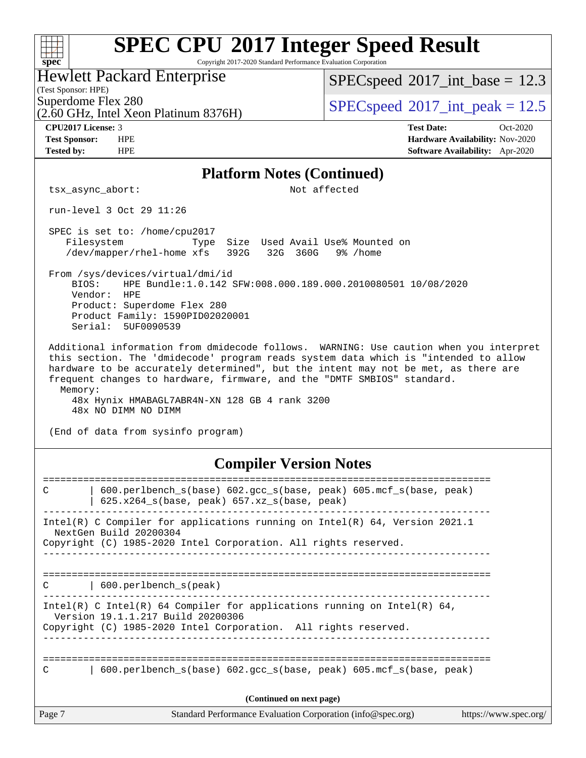## Platform Notes (Continued)

```
tsx_async_abort:                                  Not affected

run-level 3 Oct 29 11:26

SPEC is set to: /home/cpu2017
   Filesystem              Type  Size  Used Avail Use% Mounted on
   /dev/mapper/rhel-home xfs   392G   32G  360G   9% /home

From /sys/devices/virtual/dmi/id
    BIOS:    HPE Bundle:1.0.142 SFW:008.000.189.000.2010080501 10/08/2020
    Vendor:  HPE
    Product: Superdome Flex 280
    Product Family: 1590PID02020001
    Serial:  5UF0090539

Additional information from dmidecode follows.  WARNING: Use caution when you interpret
this section. The 'dmidecode' program reads system data which is "intended to allow
hardware to be accurately determined", but the intent may not be met, as there are
frequent changes to hardware, firmware, and the "DMTF SMBIOS" standard.
  Memory:
    48x Hynix HMABAGL7ABR4N-XN 128 GB 4 rank 3200
    48x NO DIMM NO DIMM

(End of data from sysinfo program)
```

## Compiler Version Notes

```
==============================================================================
C       | 600.perlbench_s(base) 602.gcc_s(base, peak) 605.mcf_s(base, peak)
        | 625.x264_s(base, peak) 657.xz_s(base, peak)
------------------------------------------------------------------------------
Intel(R) C Compiler for applications running on Intel(R) 64, Version 2021.1
  NextGen Build 20200304
Copyright (C) 1985-2020 Intel Corporation. All rights reserved.
------------------------------------------------------------------------------

==============================================================================
C       | 600.perlbench_s(peak)
------------------------------------------------------------------------------
Intel(R) C Intel(R) 64 Compiler for applications running on Intel(R) 64,
  Version 19.1.1.217 Build 20200306
Copyright (C) 1985-2020 Intel Corporation.  All rights reserved.
------------------------------------------------------------------------------

==============================================================================
C       | 600.perlbench_s(base) 602.gcc_s(base, peak) 605.mcf_s(base, peak)
```

(Continued on next page)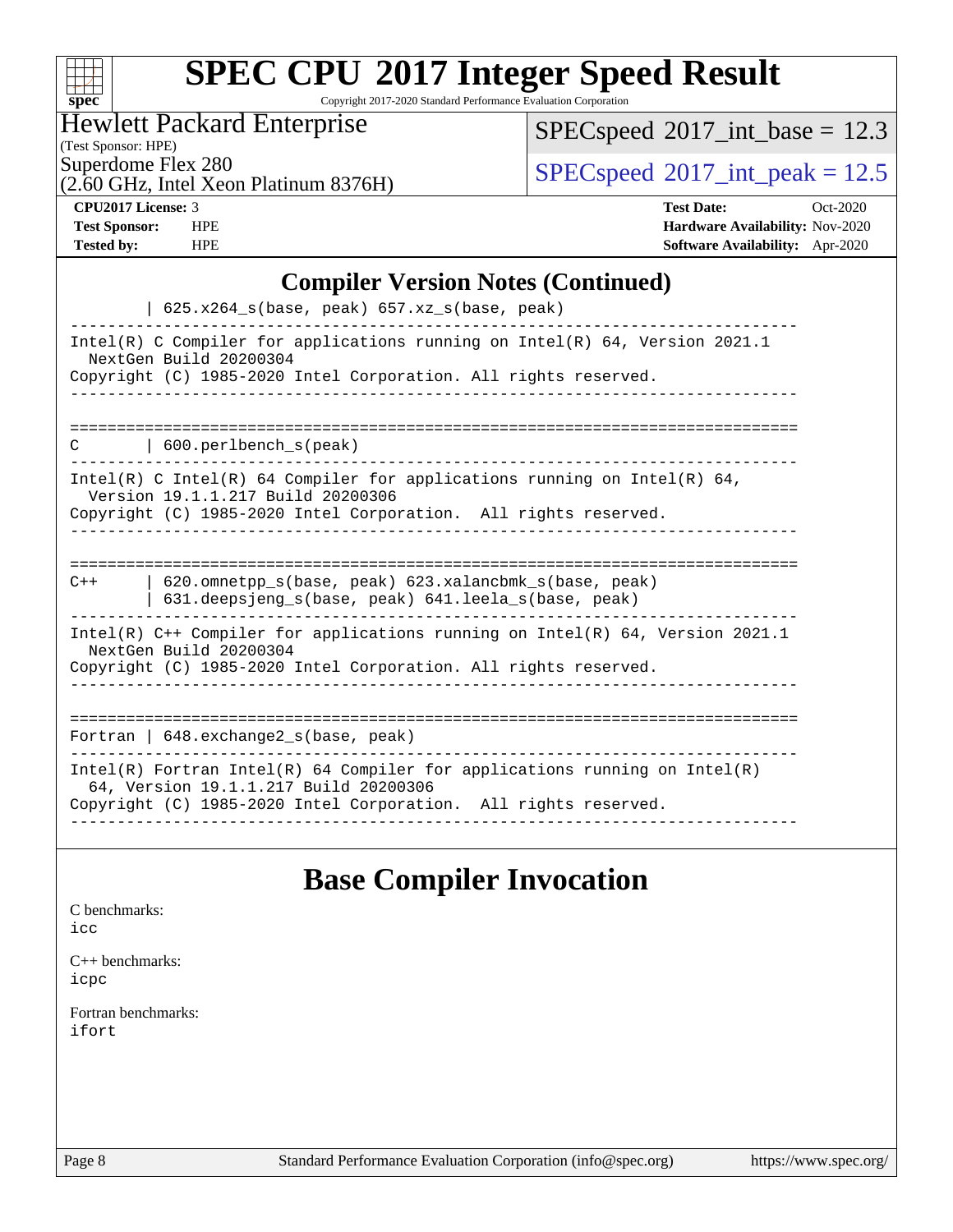# SPEC CPU 2017 Integer Speed Result

Copyright 2017-2020 Standard Performance Evaluation Corporation

Hewlett Packard Enterprise
(Test Sponsor: HPE)
Superdome Flex 280
(2.60 GHz, Intel Xeon Platinum 8376H)

SPECspeed 2017_int_base = 12.3

SPECspeed 2017_int_peak = 12.5

**CPU2017 License:** 3
**Test Sponsor:** HPE
**Tested by:** HPE

**Test Date:** Oct-2020
**Hardware Availability:** Nov-2020
**Software Availability:** Apr-2020

## Compiler Version Notes (Continued)

```
        | 625.x264_s(base, peak) 657.xz_s(base, peak)
------------------------------------------------------------------------------
Intel(R) C Compiler for applications running on Intel(R) 64, Version 2021.1
  NextGen Build 20200304
Copyright (C) 1985-2020 Intel Corporation. All rights reserved.
------------------------------------------------------------------------------

==============================================================================
C       | 600.perlbench_s(peak)
------------------------------------------------------------------------------
Intel(R) C Intel(R) 64 Compiler for applications running on Intel(R) 64,
  Version 19.1.1.217 Build 20200306
Copyright (C) 1985-2020 Intel Corporation.  All rights reserved.
------------------------------------------------------------------------------

==============================================================================
C++     | 620.omnetpp_s(base, peak) 623.xalancbmk_s(base, peak)
        | 631.deepsjeng_s(base, peak) 641.leela_s(base, peak)
------------------------------------------------------------------------------
Intel(R) C++ Compiler for applications running on Intel(R) 64, Version 2021.1
  NextGen Build 20200304
Copyright (C) 1985-2020 Intel Corporation. All rights reserved.
------------------------------------------------------------------------------

==============================================================================
Fortran | 648.exchange2_s(base, peak)
------------------------------------------------------------------------------
Intel(R) Fortran Intel(R) 64 Compiler for applications running on Intel(R)
  64, Version 19.1.1.217 Build 20200306
Copyright (C) 1985-2020 Intel Corporation.  All rights reserved.
------------------------------------------------------------------------------
```

## Base Compiler Invocation

C benchmarks:
icc

C++ benchmarks:
icpc

Fortran benchmarks:
ifort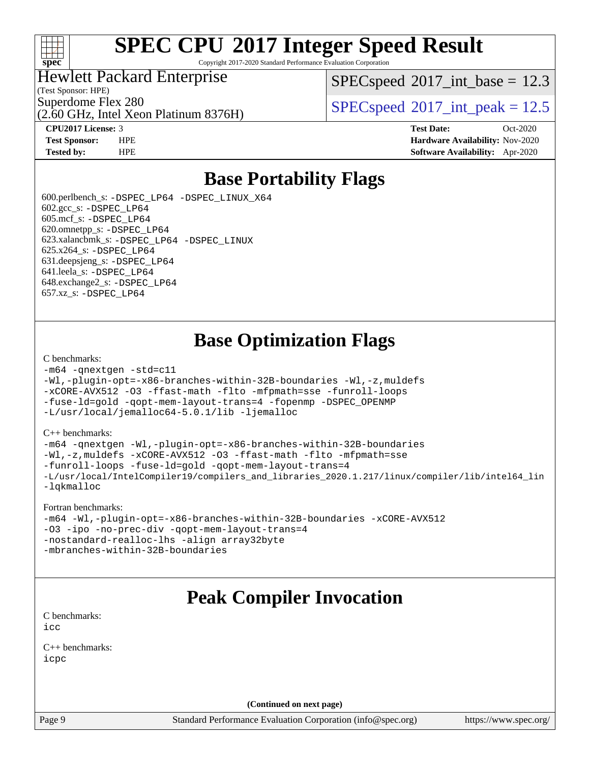# SPEC CPU 2017 Integer Speed Result

Copyright 2017-2020 Standard Performance Evaluation Corporation

**Hewlett Packard Enterprise**
(Test Sponsor: HPE)
Superdome Flex 280
(2.60 GHz, Intel Xeon Platinum 8376H)

SPECspeed 2017_int_base = 12.3
SPECspeed 2017_int_peak = 12.5

**CPU2017 License:** 3
**Test Sponsor:** HPE
**Tested by:** HPE

**Test Date:** Oct-2020
**Hardware Availability:** Nov-2020
**Software Availability:** Apr-2020

## Base Portability Flags

600.perlbench_s: -DSPEC_LP64 -DSPEC_LINUX_X64
602.gcc_s: -DSPEC_LP64
605.mcf_s: -DSPEC_LP64
620.omnetpp_s: -DSPEC_LP64
623.xalancbmk_s: -DSPEC_LP64 -DSPEC_LINUX
625.x264_s: -DSPEC_LP64
631.deepsjeng_s: -DSPEC_LP64
641.leela_s: -DSPEC_LP64
648.exchange2_s: -DSPEC_LP64
657.xz_s: -DSPEC_LP64

## Base Optimization Flags

C benchmarks:
```
-m64 -qnextgen -std=c11
-Wl,-plugin-opt=-x86-branches-within-32B-boundaries -Wl,-z,muldefs
-xCORE-AVX512 -O3 -ffast-math -flto -mfpmath=sse -funroll-loops
-fuse-ld=gold -qopt-mem-layout-trans=4 -fopenmp -DSPEC_OPENMP
-L/usr/local/jemalloc64-5.0.1/lib -ljemalloc
```

C++ benchmarks:
```
-m64 -qnextgen -Wl,-plugin-opt=-x86-branches-within-32B-boundaries
-Wl,-z,muldefs -xCORE-AVX512 -O3 -ffast-math -flto -mfpmath=sse
-funroll-loops -fuse-ld=gold -qopt-mem-layout-trans=4
-L/usr/local/IntelCompiler19/compilers_and_libraries_2020.1.217/linux/compiler/lib/intel64_lin
-lqkmalloc
```

Fortran benchmarks:
```
-m64 -Wl,-plugin-opt=-x86-branches-within-32B-boundaries -xCORE-AVX512
-O3 -ipo -no-prec-div -qopt-mem-layout-trans=4
-nostandard-realloc-lhs -align array32byte
-mbranches-within-32B-boundaries
```

## Peak Compiler Invocation

C benchmarks:
```
icc
```

C++ benchmarks:
```
icpc
```

**(Continued on next page)**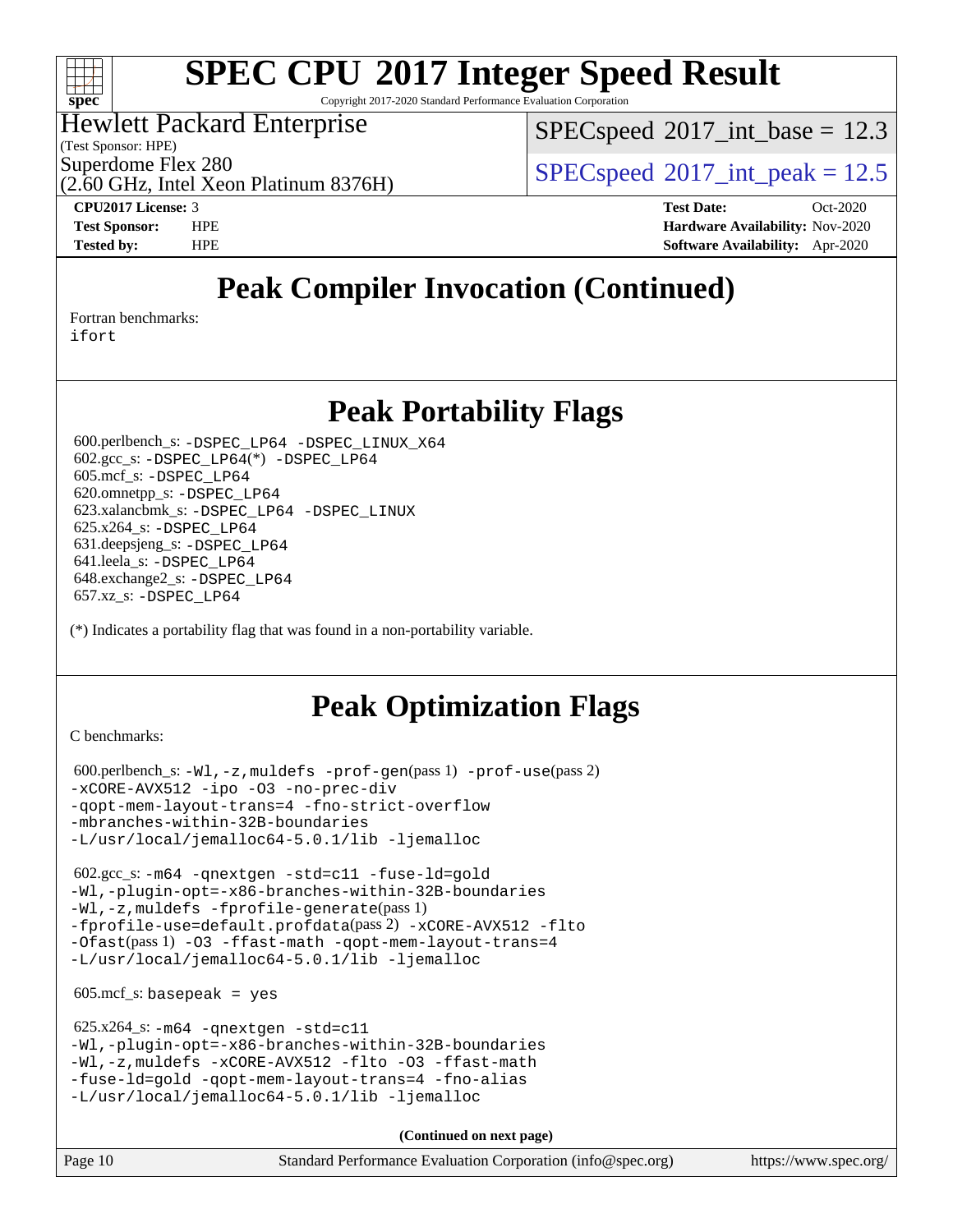# SPEC CPU 2017 Integer Speed Result

Copyright 2017-2020 Standard Performance Evaluation Corporation

Hewlett Packard Enterprise
(Test Sponsor: HPE)
Superdome Flex 280
(2.60 GHz, Intel Xeon Platinum 8376H)

SPECspeed 2017_int_base = 12.3

SPECspeed 2017_int_peak = 12.5

**CPU2017 License:** 3
**Test Sponsor:** HPE
**Tested by:** HPE

**Test Date:** Oct-2020
**Hardware Availability:** Nov-2020
**Software Availability:** Apr-2020

## Peak Compiler Invocation (Continued)

Fortran benchmarks:
ifort

## Peak Portability Flags

600.perlbench_s: -DSPEC_LP64 -DSPEC_LINUX_X64
602.gcc_s: -DSPEC_LP64(*) -DSPEC_LP64
605.mcf_s: -DSPEC_LP64
620.omnetpp_s: -DSPEC_LP64
623.xalancbmk_s: -DSPEC_LP64 -DSPEC_LINUX
625.x264_s: -DSPEC_LP64
631.deepsjeng_s: -DSPEC_LP64
641.leela_s: -DSPEC_LP64
648.exchange2_s: -DSPEC_LP64
657.xz_s: -DSPEC_LP64

(*) Indicates a portability flag that was found in a non-portability variable.

## Peak Optimization Flags

C benchmarks:

600.perlbench_s: -Wl,-z,muldefs -prof-gen(pass 1) -prof-use(pass 2)
-xCORE-AVX512 -ipo -O3 -no-prec-div
-qopt-mem-layout-trans=4 -fno-strict-overflow
-mbranches-within-32B-boundaries
-L/usr/local/jemalloc64-5.0.1/lib -ljemalloc

602.gcc_s: -m64 -qnextgen -std=c11 -fuse-ld=gold
-Wl,-plugin-opt=-x86-branches-within-32B-boundaries
-Wl,-z,muldefs -fprofile-generate(pass 1)
-fprofile-use=default.profdata(pass 2) -xCORE-AVX512 -flto
-Ofast(pass 1) -O3 -ffast-math -qopt-mem-layout-trans=4
-L/usr/local/jemalloc64-5.0.1/lib -ljemalloc

605.mcf_s: basepeak = yes

625.x264_s: -m64 -qnextgen -std=c11
-Wl,-plugin-opt=-x86-branches-within-32B-boundaries
-Wl,-z,muldefs -xCORE-AVX512 -flto -O3 -ffast-math
-fuse-ld=gold -qopt-mem-layout-trans=4 -fno-alias
-L/usr/local/jemalloc64-5.0.1/lib -ljemalloc

**(Continued on next page)**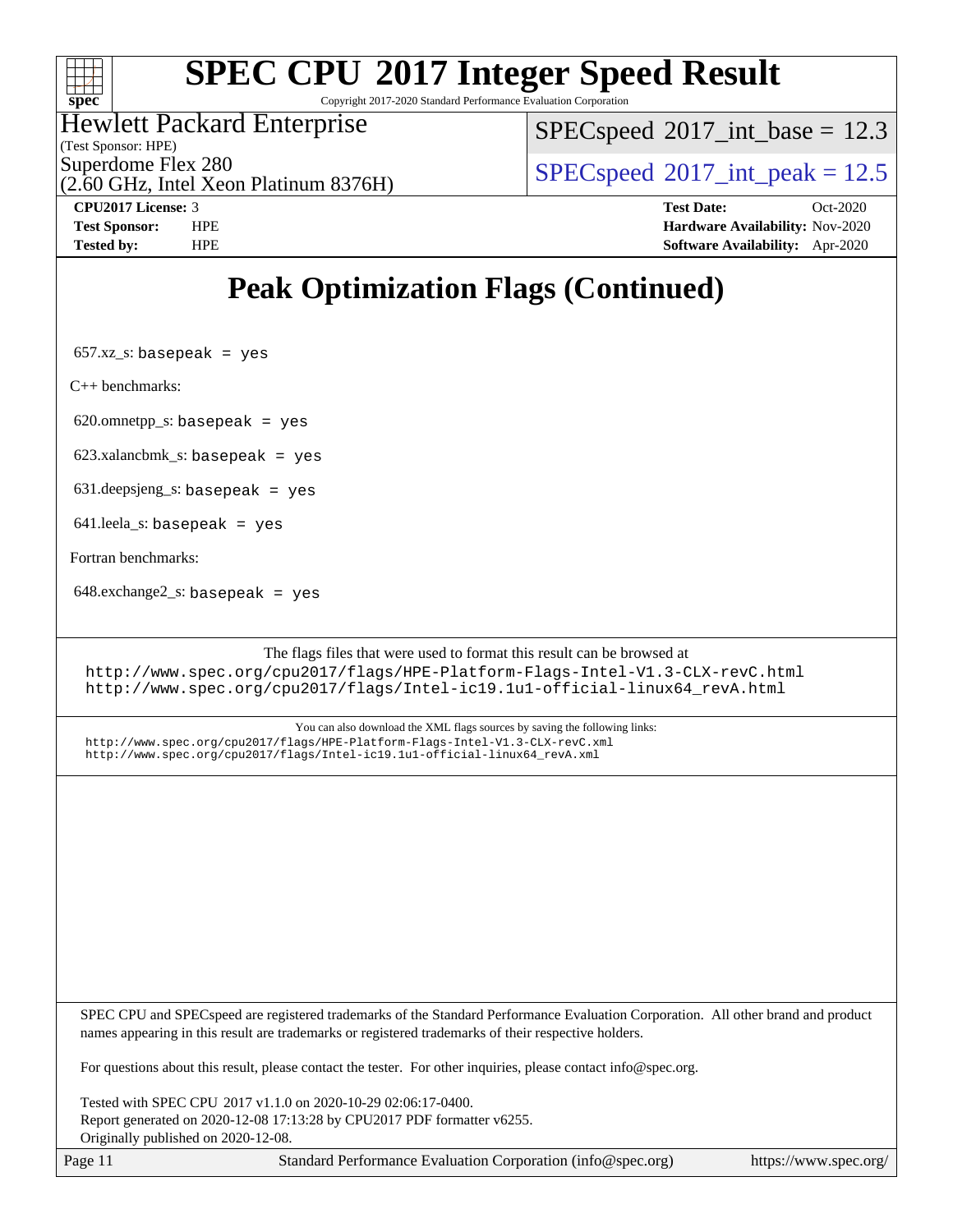# SPEC CPU 2017 Integer Speed Result

Copyright 2017-2020 Standard Performance Evaluation Corporation

Hewlett Packard Enterprise
(Test Sponsor: HPE)
Superdome Flex 280
(2.60 GHz, Intel Xeon Platinum 8376H)

SPECspeed 2017_int_base = 12.3

SPECspeed 2017_int_peak = 12.5

**CPU2017 License:** 3
**Test Sponsor:** HPE
**Tested by:** HPE

**Test Date:** Oct-2020
**Hardware Availability:** Nov-2020
**Software Availability:** Apr-2020

## Peak Optimization Flags (Continued)

657.xz_s: `basepeak = yes`

C++ benchmarks:

620.omnetpp_s: `basepeak = yes`

623.xalancbmk_s: `basepeak = yes`

631.deepsjeng_s: `basepeak = yes`

641.leela_s: `basepeak = yes`

Fortran benchmarks:

648.exchange2_s: `basepeak = yes`

The flags files that were used to format this result can be browsed at
http://www.spec.org/cpu2017/flags/HPE-Platform-Flags-Intel-V1.3-CLX-revC.html
http://www.spec.org/cpu2017/flags/Intel-ic19.1u1-official-linux64_revA.html

You can also download the XML flags sources by saving the following links:
http://www.spec.org/cpu2017/flags/HPE-Platform-Flags-Intel-V1.3-CLX-revC.xml
http://www.spec.org/cpu2017/flags/Intel-ic19.1u1-official-linux64_revA.xml

SPEC CPU and SPECspeed are registered trademarks of the Standard Performance Evaluation Corporation. All other brand and product names appearing in this result are trademarks or registered trademarks of their respective holders.

For questions about this result, please contact the tester. For other inquiries, please contact info@spec.org.

Tested with SPEC CPU 2017 v1.1.0 on 2020-10-29 02:06:17-0400.
Report generated on 2020-12-08 17:13:28 by CPU2017 PDF formatter v6255.
Originally published on 2020-12-08.